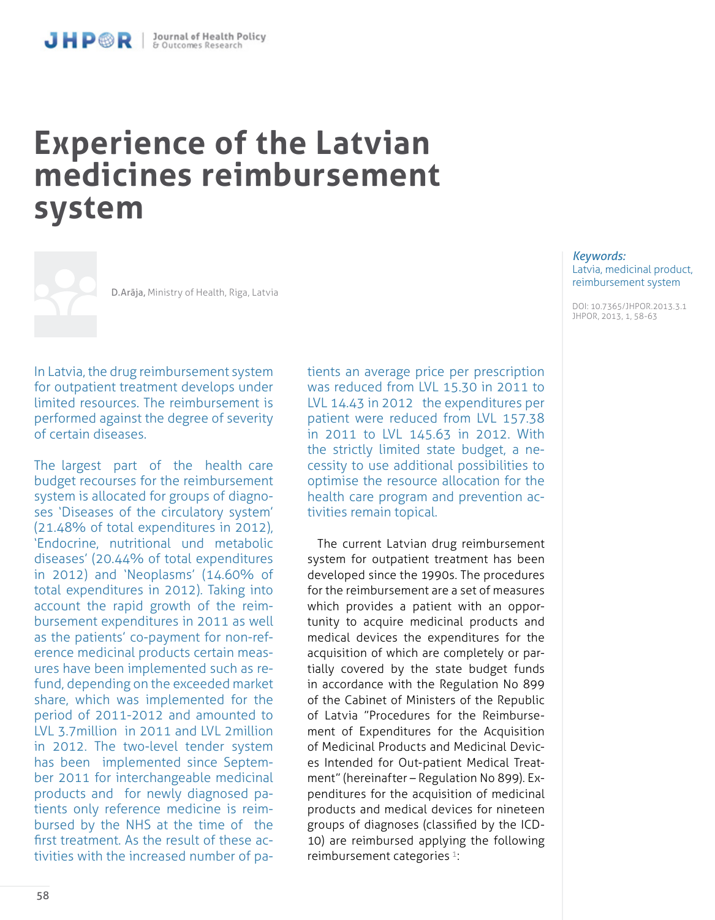# Experience of the Latvian medicines reimbursement system

**D.Arāja,** Ministry of Health, Riga, Latvia

*Keywords:*
Latvia, medicinal product, reimbursement system

DOI: 10.7365/JHPOR.2013.3.1
JHPOR, 2013, 1, 58-63

In Latvia, the drug reimbursement system for outpatient treatment develops under limited resources. The reimbursement is performed against the degree of severity of certain diseases.

The largest part of the health care budget recourses for the reimbursement system is allocated for groups of diagnoses 'Diseases of the circulatory system' (21.48% of total expenditures in 2012), 'Endocrine, nutritional und metabolic diseases' (20.44% of total expenditures in 2012) and 'Neoplasms' (14.60% of total expenditures in 2012). Taking into account the rapid growth of the reimbursement expenditures in 2011 as well as the patients' co-payment for non-reference medicinal products certain measures have been implemented such as refund, depending on the exceeded market share, which was implemented for the period of 2011-2012 and amounted to LVL 3.7million in 2011 and LVL 2million in 2012. The two-level tender system has been implemented since September 2011 for interchangeable medicinal products and for newly diagnosed patients only reference medicine is reimbursed by the NHS at the time of the first treatment. As the result of these activities with the increased number of patients an average price per prescription was reduced from LVL 15.30 in 2011 to LVL 14.43 in 2012 the expenditures per patient were reduced from LVL 157.38 in 2011 to LVL 145.63 in 2012. With the strictly limited state budget, a necessity to use additional possibilities to optimise the resource allocation for the health care program and prevention activities remain topical.

The current Latvian drug reimbursement system for outpatient treatment has been developed since the 1990s. The procedures for the reimbursement are a set of measures which provides a patient with an opportunity to acquire medicinal products and medical devices the expenditures for the acquisition of which are completely or partially covered by the state budget funds in accordance with the Regulation No 899 of the Cabinet of Ministers of the Republic of Latvia "Procedures for the Reimbursement of Expenditures for the Acquisition of Medicinal Products and Medicinal Devices Intended for Out-patient Medical Treatment" (hereinafter – Regulation No 899). Expenditures for the acquisition of medicinal products and medical devices for nineteen groups of diagnoses (classified by the ICD-10) are reimbursed applying the following reimbursement categories [1]: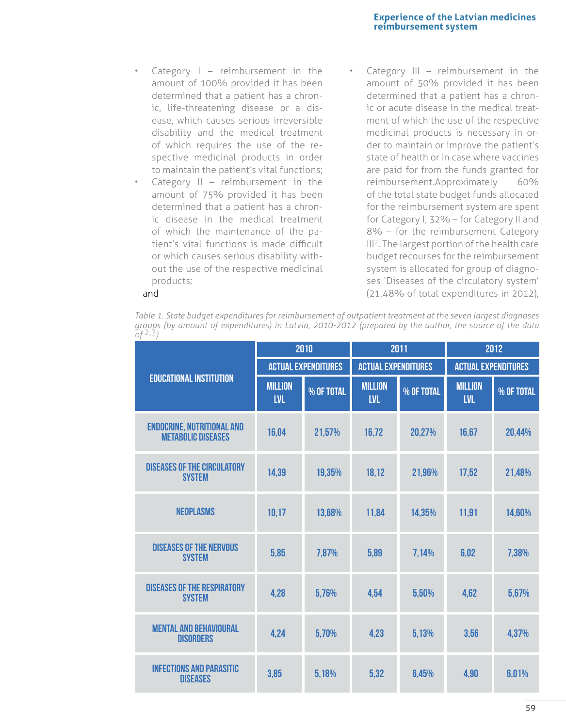- Category I – reimbursement in the amount of 100% provided it has been determined that a patient has a chronic, life-threatening disease or a disease, which causes serious irreversible disability and the medical treatment of which requires the use of the respective medicinal products in order to maintain the patient's vital functions;
- Category II – reimbursement in the amount of 75% provided it has been determined that a patient has a chronic disease in the medical treatment of which the maintenance of the patient's vital functions is made difficult or which causes serious disability without the use of the respective medicinal products;

and

- Category III – reimbursement in the amount of 50% provided it has been determined that a patient has a chronic or acute disease in the medical treatment of which the use of the respective medicinal products is necessary in order to maintain or improve the patient's state of health or in case where vaccines are paid for from the funds granted for reimbursement.Approximately 60% of the total state budget funds allocated for the reimbursement system are spent for Category I, 32% – for Category II and 8% – for the reimbursement Category III[2]. The largest portion of the health care budget recourses for the reimbursement system is allocated for group of diagnoses 'Diseases of the circulatory system' (21.48% of total expenditures in 2012),

*Table 1. State budget expenditures for reimbursement of outpatient treatment at the seven largest diagnoses groups (by amount of expenditures) in Latvia, 2010-2012 (prepared by the author, the source of the data of [2,3])*

| EDUCATIONAL INSTITUTION | 2010 | | 2011 | | 2012 | |
|---|---|---|---|---|---|---|
| | ACTUAL EXPENDITURES | | ACTUAL EXPENDITURES | | ACTUAL EXPENDITURES | |
| | MILLION LVL | % OF TOTAL | MILLION LVL | % OF TOTAL | MILLION LVL | % OF TOTAL |
| ENDOCRINE, NUTRITIONAL AND METABOLIC DISEASES | 16,04 | 21,57% | 16,72 | 20,27% | 16,67 | 20,44% |
| DISEASES OF THE CIRCULATORY SYSTEM | 14,39 | 19,35% | 18,12 | 21,96% | 17,52 | 21,48% |
| NEOPLASMS | 10,17 | 13,68% | 11,84 | 14,35% | 11,91 | 14,60% |
| DISEASES OF THE NERVOUS SYSTEM | 5,85 | 7,87% | 5,89 | 7,14% | 6,02 | 7,38% |
| DISEASES OF THE RESPIRATORY SYSTEM | 4,28 | 5,76% | 4,54 | 5,50% | 4,62 | 5,67% |
| MENTAL AND BEHAVIOURAL DISORDERS | 4,24 | 5,70% | 4,23 | 5,13% | 3,56 | 4,37% |
| INFECTIONS AND PARASITIC DISEASES | 3,85 | 5,18% | 5,32 | 6,45% | 4,90 | 6,01% |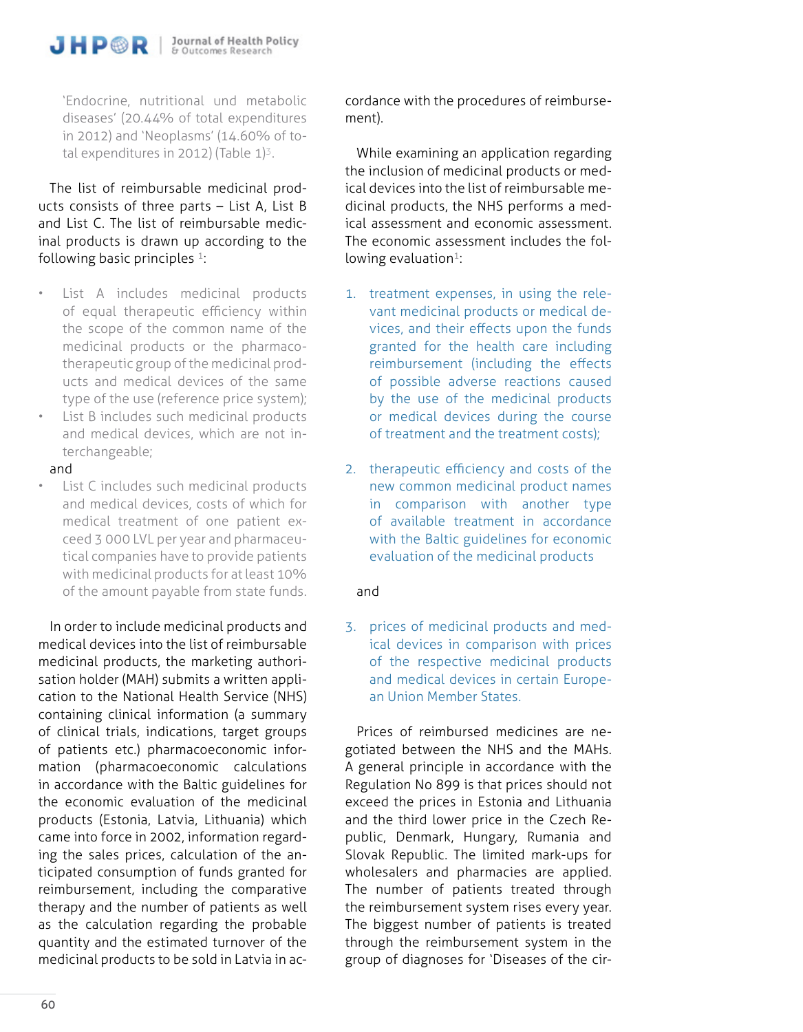'Endocrine, nutritional und metabolic diseases' (20.44% of total expenditures in 2012) and 'Neoplasms' (14.60% of total expenditures in 2012) (Table 1)[3].

The list of reimbursable medicinal products consists of three parts – List A, List B and List C. The list of reimbursable medicinal products is drawn up according to the following basic principles [1]:

- List A includes medicinal products of equal therapeutic efficiency within the scope of the common name of the medicinal products or the pharmacotherapeutic group of the medicinal products and medical devices of the same type of the use (reference price system);
- List B includes such medicinal products and medical devices, which are not interchangeable;

and

- List C includes such medicinal products and medical devices, costs of which for medical treatment of one patient exceed 3 000 LVL per year and pharmaceutical companies have to provide patients with medicinal products for at least 10% of the amount payable from state funds.

In order to include medicinal products and medical devices into the list of reimbursable medicinal products, the marketing authorisation holder (MAH) submits a written application to the National Health Service (NHS) containing clinical information (a summary of clinical trials, indications, target groups of patients etc.) pharmacoeconomic information (pharmacoeconomic calculations in accordance with the Baltic guidelines for the economic evaluation of the medicinal products (Estonia, Latvia, Lithuania) which came into force in 2002, information regarding the sales prices, calculation of the anticipated consumption of funds granted for reimbursement, including the comparative therapy and the number of patients as well as the calculation regarding the probable quantity and the estimated turnover of the medicinal products to be sold in Latvia in accordance with the procedures of reimbursement).

While examining an application regarding the inclusion of medicinal products or medical devices into the list of reimbursable medicinal products, the NHS performs a medical assessment and economic assessment. The economic assessment includes the following evaluation[1]:

1. treatment expenses, in using the relevant medicinal products or medical devices, and their effects upon the funds granted for the health care including reimbursement (including the effects of possible adverse reactions caused by the use of the medicinal products or medical devices during the course of treatment and the treatment costs);

2. therapeutic efficiency and costs of the new common medicinal product names in comparison with another type of available treatment in accordance with the Baltic guidelines for economic evaluation of the medicinal products

and

3. prices of medicinal products and medical devices in comparison with prices of the respective medicinal products and medical devices in certain European Union Member States.

Prices of reimbursed medicines are negotiated between the NHS and the MAHs. A general principle in accordance with the Regulation No 899 is that prices should not exceed the prices in Estonia and Lithuania and the third lower price in the Czech Republic, Denmark, Hungary, Rumania and Slovak Republic. The limited mark-ups for wholesalers and pharmacies are applied. The number of patients treated through the reimbursement system rises every year. The biggest number of patients is treated through the reimbursement system in the group of diagnoses for 'Diseases of the cir-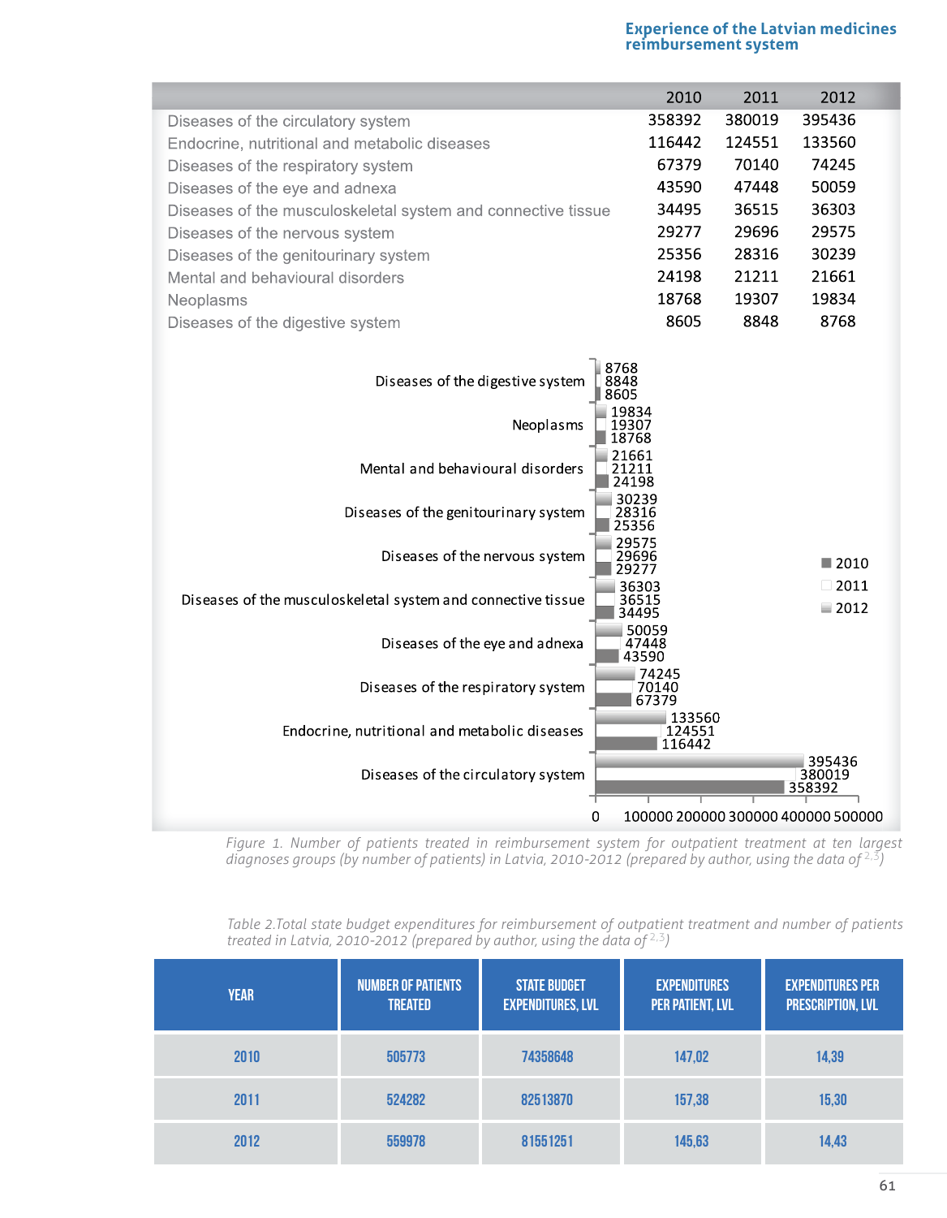|  | 2010 | 2011 | 2012 |
|---|---|---|---|
| Diseases of the circulatory system | 358392 | 380019 | 395436 |
| Endocrine, nutritional and metabolic diseases | 116442 | 124551 | 133560 |
| Diseases of the respiratory system | 67379 | 70140 | 74245 |
| Diseases of the eye and adnexa | 43590 | 47448 | 50059 |
| Diseases of the musculoskeletal system and connective tissue | 34495 | 36515 | 36303 |
| Diseases of the nervous system | 29277 | 29696 | 29575 |
| Diseases of the genitourinary system | 25356 | 28316 | 30239 |
| Mental and behavioural disorders | 24198 | 21211 | 21661 |
| Neoplasms | 18768 | 19307 | 19834 |
| Diseases of the digestive system | 8605 | 8848 | 8768 |

*Figure 1. Number of patients treated in reimbursement system for outpatient treatment at ten largest diagnoses groups (by number of patients) in Latvia, 2010-2012 (prepared by author, using the data of [2,3])*

*Table 2.Total state budget expenditures for reimbursement of outpatient treatment and number of patients treated in Latvia, 2010-2012 (prepared by author, using the data of [2,3])*

| YEAR | NUMBER OF PATIENTS TREATED | STATE BUDGET EXPENDITURES, LVL | EXPENDITURES PER PATIENT, LVL | EXPENDITURES PER PRESCRIPTION, LVL |
|---|---|---|---|---|
| 2010 | 505773 | 74358648 | 147,02 | 14,39 |
| 2011 | 524282 | 82513870 | 157,38 | 15,30 |
| 2012 | 559978 | 81551251 | 145,63 | 14,43 |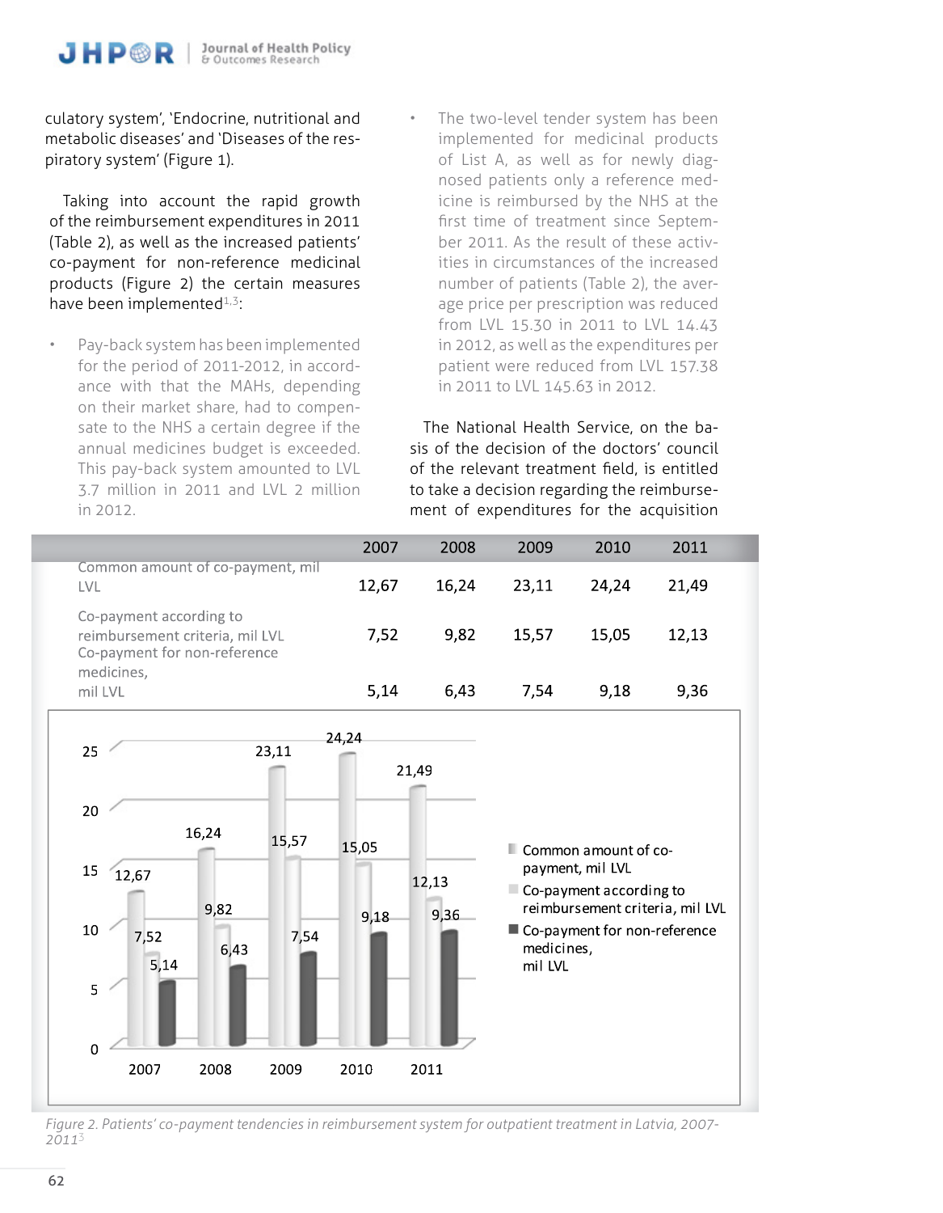culatory system', 'Endocrine, nutritional and metabolic diseases' and 'Diseases of the respiratory system' (Figure 1).

Taking into account the rapid growth of the reimbursement expenditures in 2011 (Table 2), as well as the increased patients' co-payment for non-reference medicinal products (Figure 2) the certain measures have been implemented[1,3]:

- Pay-back system has been implemented for the period of 2011-2012, in accordance with that the MAHs, depending on their market share, had to compensate to the NHS a certain degree if the annual medicines budget is exceeded. This pay-back system amounted to LVL 3.7 million in 2011 and LVL 2 million in 2012.
- The two-level tender system has been implemented for medicinal products of List A, as well as for newly diagnosed patients only a reference medicine is reimbursed by the NHS at the first time of treatment since September 2011. As the result of these activities in circumstances of the increased number of patients (Table 2), the average price per prescription was reduced from LVL 15.30 in 2011 to LVL 14.43 in 2012, as well as the expenditures per patient were reduced from LVL 157.38 in 2011 to LVL 145.63 in 2012.

The National Health Service, on the basis of the decision of the doctors' council of the relevant treatment field, is entitled to take a decision regarding the reimbursement of expenditures for the acquisition

| | 2007 | 2008 | 2009 | 2010 | 2011 |
|---|---|---|---|---|---|
| Common amount of co-payment, mil LVL | 12,67 | 16,24 | 23,11 | 24,24 | 21,49 |
| Co-payment according to reimbursement criteria, mil LVL | 7,52 | 9,82 | 15,57 | 15,05 | 12,13 |
| Co-payment for non-reference medicines, mil LVL | 5,14 | 6,43 | 7,54 | 9,18 | 9,36 |

*Figure 2. Patients' co-payment tendencies in reimbursement system for outpatient treatment in Latvia, 2007-2011[3]*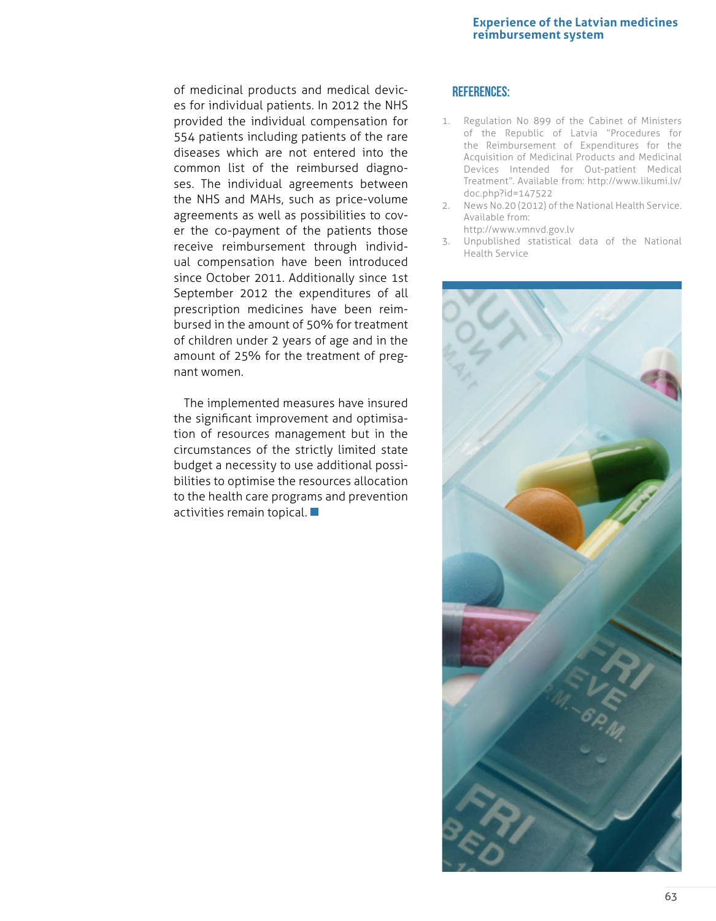of medicinal products and medical devices for individual patients. In 2012 the NHS provided the individual compensation for 554 patients including patients of the rare diseases which are not entered into the common list of the reimbursed diagnoses. The individual agreements between the NHS and MAHs, such as price-volume agreements as well as possibilities to cover the co-payment of the patients those receive reimbursement through individual compensation have been introduced since October 2011. Additionally since 1st September 2012 the expenditures of all prescription medicines have been reimbursed in the amount of 50% for treatment of children under 2 years of age and in the amount of 25% for the treatment of pregnant women.

The implemented measures have insured the significant improvement and optimisation of resources management but in the circumstances of the strictly limited state budget a necessity to use additional possibilities to optimise the resources allocation to the health care programs and prevention activities remain topical.

## REFERENCES:

1. Regulation No 899 of the Cabinet of Ministers of the Republic of Latvia "Procedures for the Reimbursement of Expenditures for the Acquisition of Medicinal Products and Medicinal Devices Intended for Out-patient Medical Treatment". Available from: http://www.likumi.lv/doc.php?id=147522
2. News No.20 (2012) of the National Health Service. Available from: http://www.vmnvd.gov.lv
3. Unpublished statistical data of the National Health Service